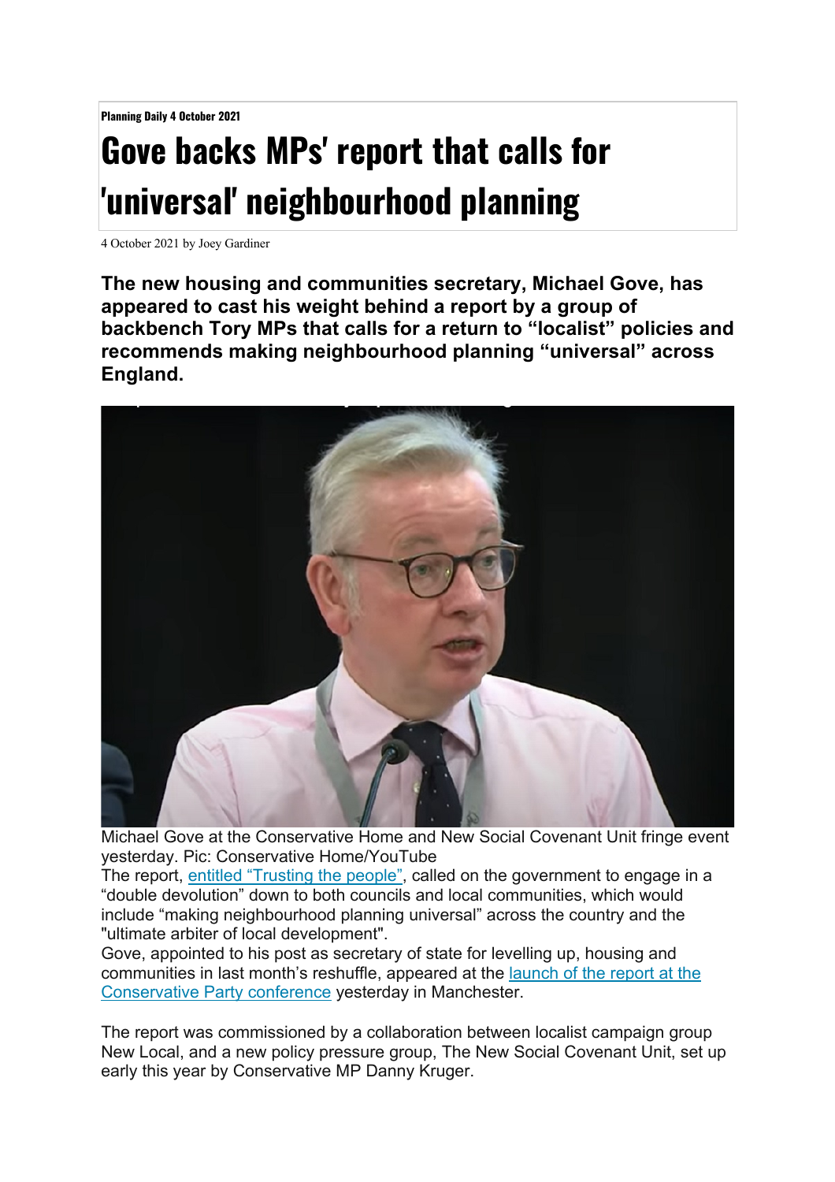**Planning Daily 4 October 2021**

# Gove backs MPs' report that calls for 'universal' neighbourhood planning

4 October 2021 by Joey Gardiner

**The new housing and communities secretary, Michael Gove, has appeared to cast his weight behind a report by a group of backbench Tory MPs that calls for a return to "localist" policies and recommends making neighbourhood planning "universal" across England.**

Michael Gove at the Conservative Home and New Social Covenant Unit fringe event yesterday. Pic: Conservative Home/YouTube

The report, [entitled "Trusting the people"](), called on the government to engage in a "double devolution" down to both councils and local communities, which would include "making neighbourhood planning universal" across the country and the "ultimate arbiter of local development".

Gove, appointed to his post as secretary of state for levelling up, housing and communities in last month's reshuffle, appeared at the [launch of the report at the Conservative Party conference]() yesterday in Manchester.

The report was commissioned by a collaboration between localist campaign group New Local, and a new policy pressure group, The New Social Covenant Unit, set up early this year by Conservative MP Danny Kruger.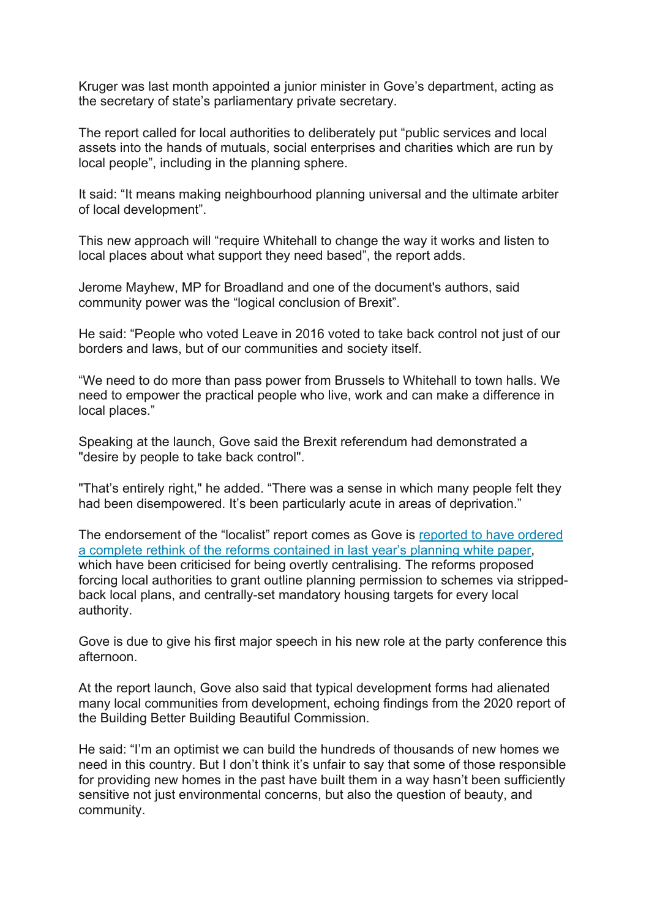Kruger was last month appointed a junior minister in Gove's department, acting as the secretary of state's parliamentary private secretary.

The report called for local authorities to deliberately put "public services and local assets into the hands of mutuals, social enterprises and charities which are run by local people", including in the planning sphere.

It said: "It means making neighbourhood planning universal and the ultimate arbiter of local development".

This new approach will "require Whitehall to change the way it works and listen to local places about what support they need based", the report adds.

Jerome Mayhew, MP for Broadland and one of the document's authors, said community power was the "logical conclusion of Brexit".

He said: "People who voted Leave in 2016 voted to take back control not just of our borders and laws, but of our communities and society itself.

"We need to do more than pass power from Brussels to Whitehall to town halls. We need to empower the practical people who live, work and can make a difference in local places."

Speaking at the launch, Gove said the Brexit referendum had demonstrated a "desire by people to take back control".

"That's entirely right," he added. "There was a sense in which many people felt they had been disempowered. It's been particularly acute in areas of deprivation."

The endorsement of the "localist" report comes as Gove is reported to have ordered a complete rethink of the reforms contained in last year's planning white paper, which have been criticised for being overtly centralising. The reforms proposed forcing local authorities to grant outline planning permission to schemes via stripped-back local plans, and centrally-set mandatory housing targets for every local authority.

Gove is due to give his first major speech in his new role at the party conference this afternoon.

At the report launch, Gove also said that typical development forms had alienated many local communities from development, echoing findings from the 2020 report of the Building Better Building Beautiful Commission.

He said: "I'm an optimist we can build the hundreds of thousands of new homes we need in this country. But I don't think it's unfair to say that some of those responsible for providing new homes in the past have built them in a way hasn't been sufficiently sensitive not just environmental concerns, but also the question of beauty, and community.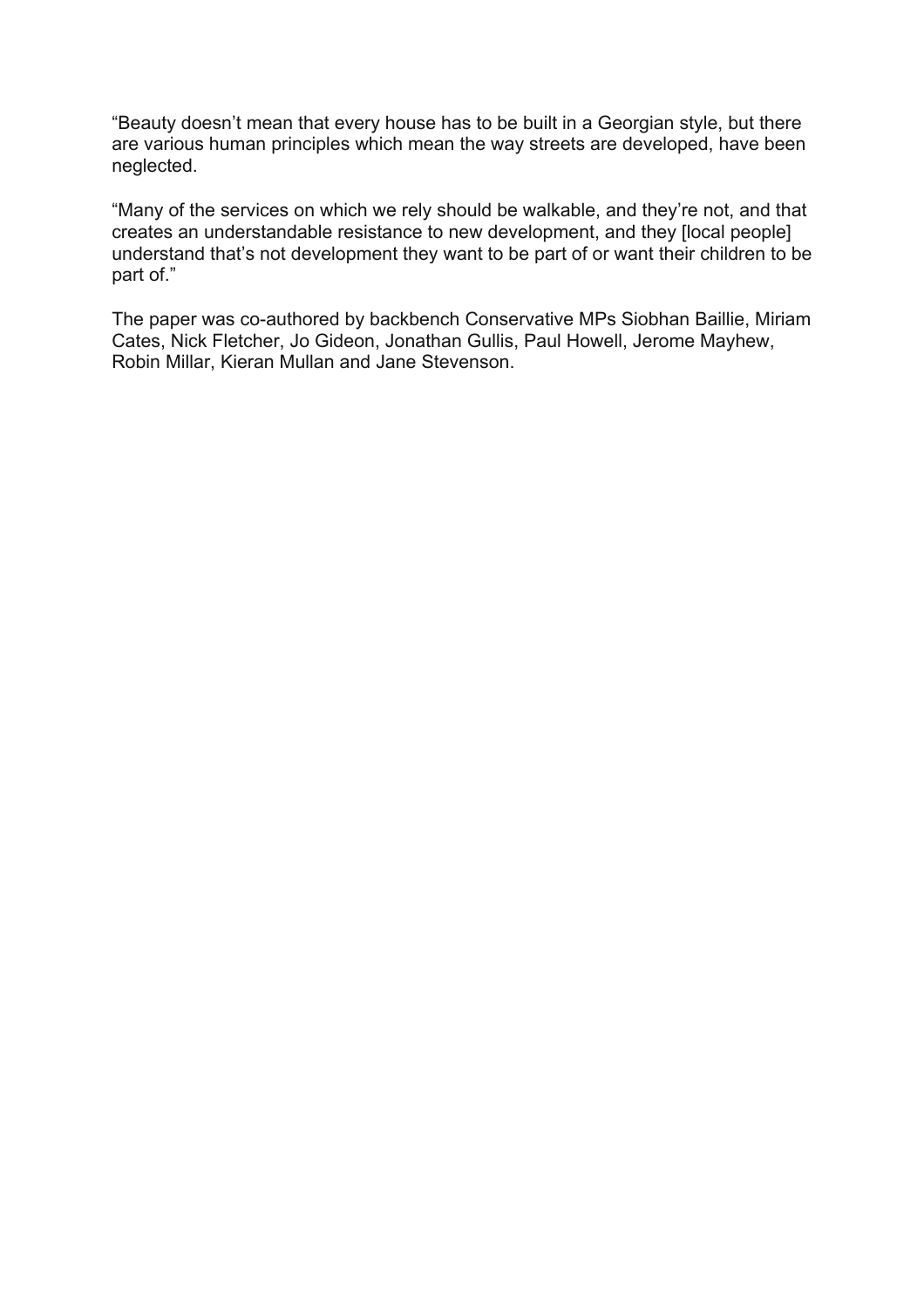"Beauty doesn't mean that every house has to be built in a Georgian style, but there are various human principles which mean the way streets are developed, have been neglected.

"Many of the services on which we rely should be walkable, and they're not, and that creates an understandable resistance to new development, and they [local people] understand that's not development they want to be part of or want their children to be part of."

The paper was co-authored by backbench Conservative MPs Siobhan Baillie, Miriam Cates, Nick Fletcher, Jo Gideon, Jonathan Gullis, Paul Howell, Jerome Mayhew, Robin Millar, Kieran Mullan and Jane Stevenson.